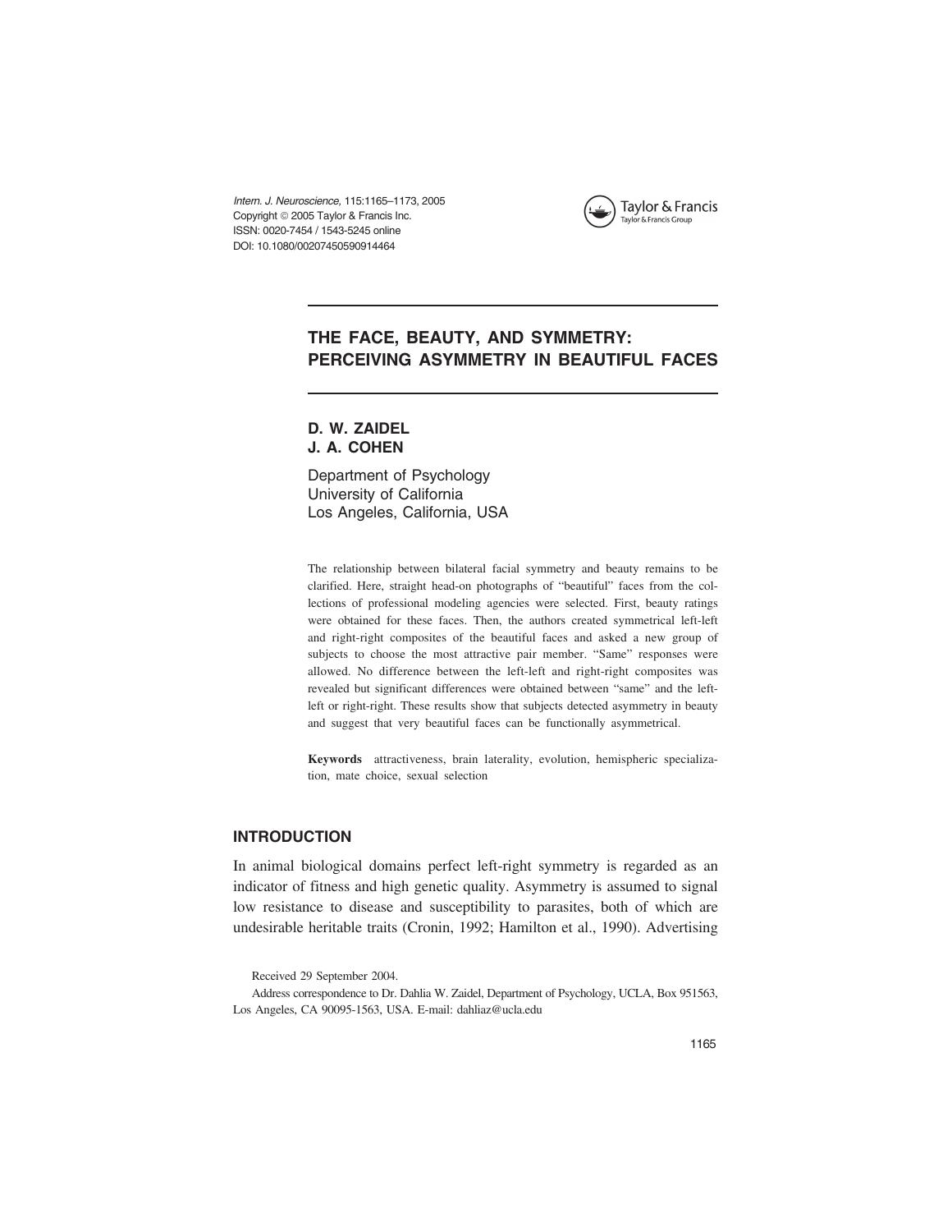# THE FACE, BEAUTY, AND SYMMETRY: PERCEIVING ASYMMETRY IN BEAUTIFUL FACES

**D. W. ZAIDEL**
**J. A. COHEN**

Department of Psychology
University of California
Los Angeles, California, USA

The relationship between bilateral facial symmetry and beauty remains to be clarified. Here, straight head-on photographs of "beautiful" faces from the collections of professional modeling agencies were selected. First, beauty ratings were obtained for these faces. Then, the authors created symmetrical left-left and right-right composites of the beautiful faces and asked a new group of subjects to choose the most attractive pair member. "Same" responses were allowed. No difference between the left-left and right-right composites was revealed but significant differences were obtained between "same" and the left-left or right-right. These results show that subjects detected asymmetry in beauty and suggest that very beautiful faces can be functionally asymmetrical.

**Keywords** attractiveness, brain laterality, evolution, hemispheric specialization, mate choice, sexual selection

## INTRODUCTION

In animal biological domains perfect left-right symmetry is regarded as an indicator of fitness and high genetic quality. Asymmetry is assumed to signal low resistance to disease and susceptibility to parasites, both of which are undesirable heritable traits (Cronin, 1992; Hamilton et al., 1990). Advertising

Received 29 September 2004.

Address correspondence to Dr. Dahlia W. Zaidel, Department of Psychology, UCLA, Box 951563, Los Angeles, CA 90095-1563, USA. E-mail: dahliaz@ucla.edu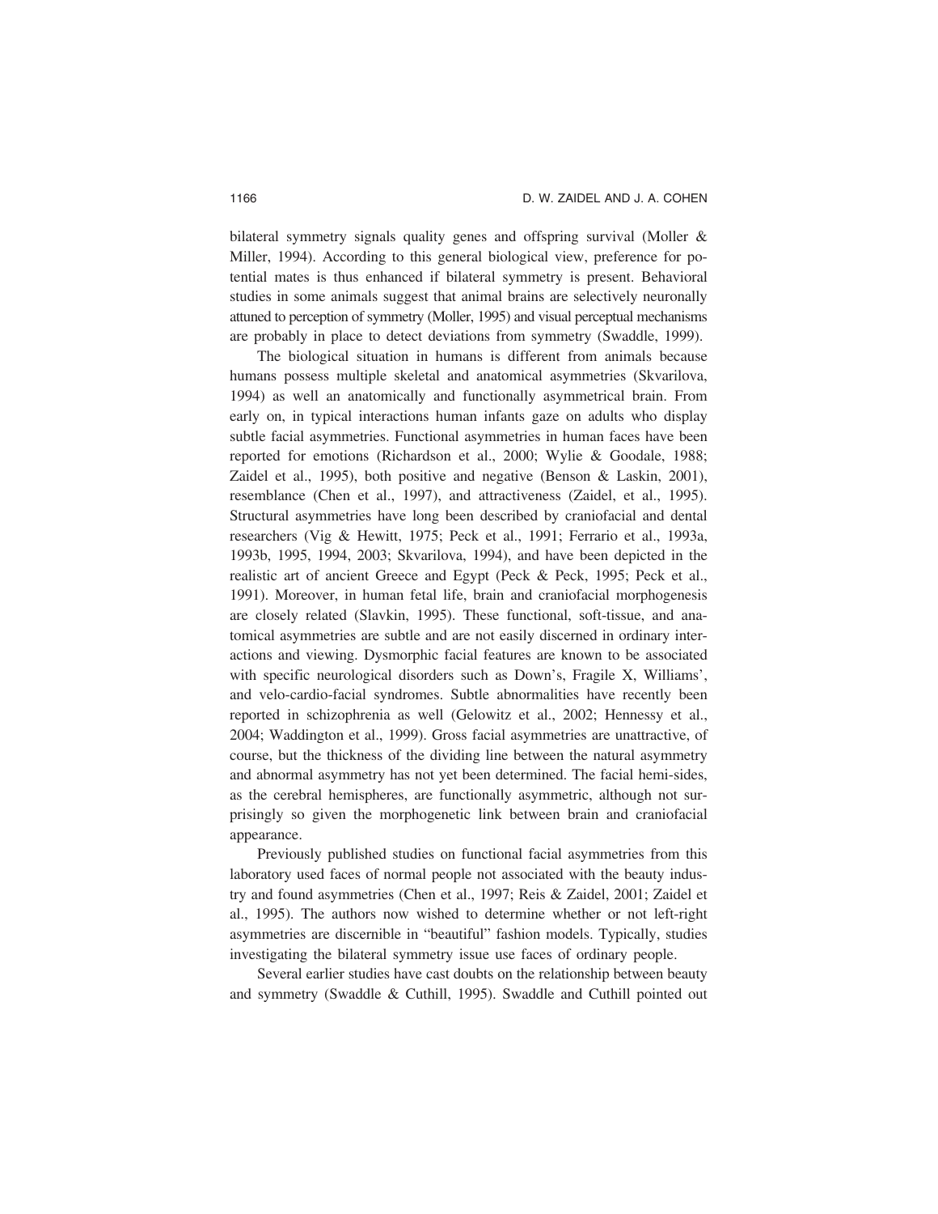bilateral symmetry signals quality genes and offspring survival (Moller & Miller, 1994). According to this general biological view, preference for potential mates is thus enhanced if bilateral symmetry is present. Behavioral studies in some animals suggest that animal brains are selectively neuronally attuned to perception of symmetry (Moller, 1995) and visual perceptual mechanisms are probably in place to detect deviations from symmetry (Swaddle, 1999).

The biological situation in humans is different from animals because humans possess multiple skeletal and anatomical asymmetries (Skvarilova, 1994) as well an anatomically and functionally asymmetrical brain. From early on, in typical interactions human infants gaze on adults who display subtle facial asymmetries. Functional asymmetries in human faces have been reported for emotions (Richardson et al., 2000; Wylie & Goodale, 1988; Zaidel et al., 1995), both positive and negative (Benson & Laskin, 2001), resemblance (Chen et al., 1997), and attractiveness (Zaidel, et al., 1995). Structural asymmetries have long been described by craniofacial and dental researchers (Vig & Hewitt, 1975; Peck et al., 1991; Ferrario et al., 1993a, 1993b, 1995, 1994, 2003; Skvarilova, 1994), and have been depicted in the realistic art of ancient Greece and Egypt (Peck & Peck, 1995; Peck et al., 1991). Moreover, in human fetal life, brain and craniofacial morphogenesis are closely related (Slavkin, 1995). These functional, soft-tissue, and anatomical asymmetries are subtle and are not easily discerned in ordinary interactions and viewing. Dysmorphic facial features are known to be associated with specific neurological disorders such as Down's, Fragile X, Williams', and velo-cardio-facial syndromes. Subtle abnormalities have recently been reported in schizophrenia as well (Gelowitz et al., 2002; Hennessy et al., 2004; Waddington et al., 1999). Gross facial asymmetries are unattractive, of course, but the thickness of the dividing line between the natural asymmetry and abnormal asymmetry has not yet been determined. The facial hemi-sides, as the cerebral hemispheres, are functionally asymmetric, although not surprisingly so given the morphogenetic link between brain and craniofacial appearance.

Previously published studies on functional facial asymmetries from this laboratory used faces of normal people not associated with the beauty industry and found asymmetries (Chen et al., 1997; Reis & Zaidel, 2001; Zaidel et al., 1995). The authors now wished to determine whether or not left-right asymmetries are discernible in "beautiful" fashion models. Typically, studies investigating the bilateral symmetry issue use faces of ordinary people.

Several earlier studies have cast doubts on the relationship between beauty and symmetry (Swaddle & Cuthill, 1995). Swaddle and Cuthill pointed out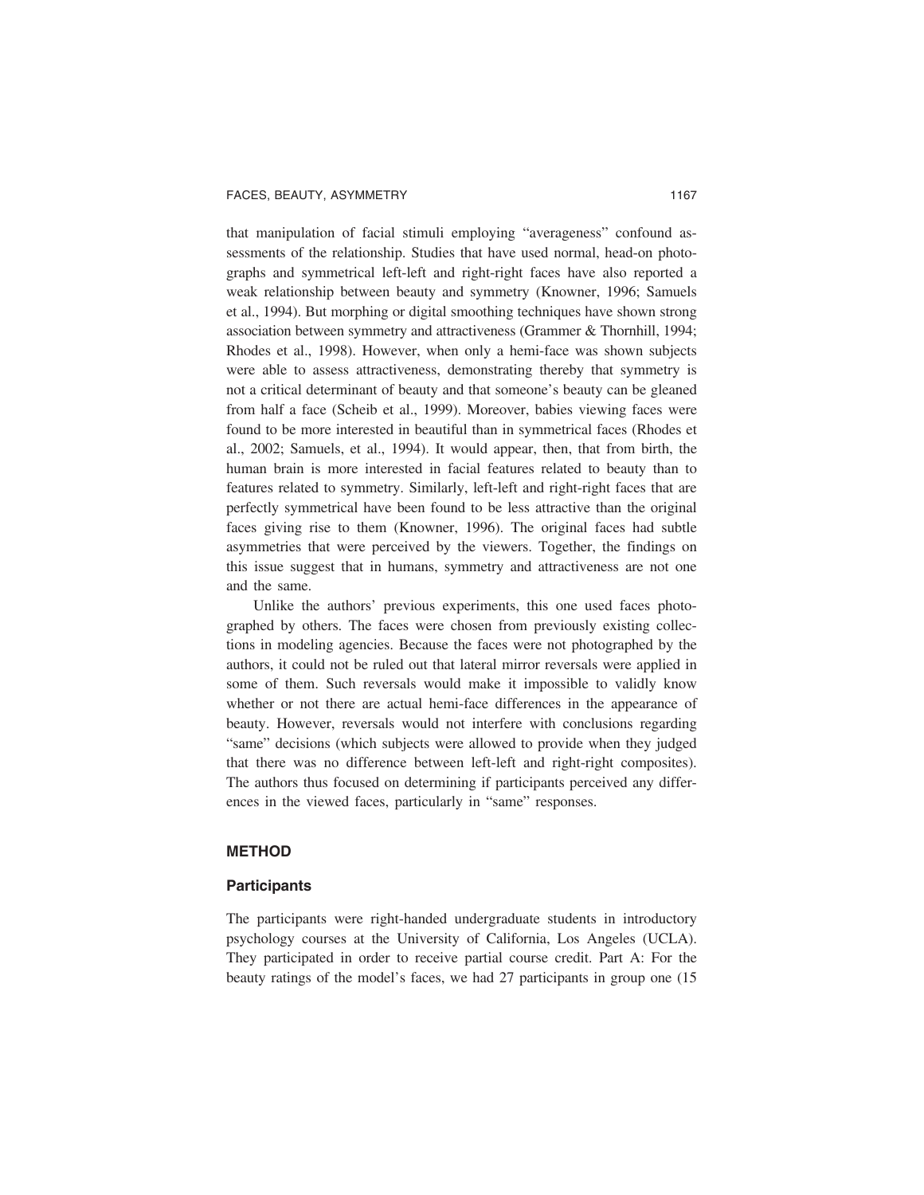that manipulation of facial stimuli employing "averageness" confound assessments of the relationship. Studies that have used normal, head-on photographs and symmetrical left-left and right-right faces have also reported a weak relationship between beauty and symmetry (Knowner, 1996; Samuels et al., 1994). But morphing or digital smoothing techniques have shown strong association between symmetry and attractiveness (Grammer & Thornhill, 1994; Rhodes et al., 1998). However, when only a hemi-face was shown subjects were able to assess attractiveness, demonstrating thereby that symmetry is not a critical determinant of beauty and that someone's beauty can be gleaned from half a face (Scheib et al., 1999). Moreover, babies viewing faces were found to be more interested in beautiful than in symmetrical faces (Rhodes et al., 2002; Samuels, et al., 1994). It would appear, then, that from birth, the human brain is more interested in facial features related to beauty than to features related to symmetry. Similarly, left-left and right-right faces that are perfectly symmetrical have been found to be less attractive than the original faces giving rise to them (Knowner, 1996). The original faces had subtle asymmetries that were perceived by the viewers. Together, the findings on this issue suggest that in humans, symmetry and attractiveness are not one and the same.

Unlike the authors' previous experiments, this one used faces photographed by others. The faces were chosen from previously existing collections in modeling agencies. Because the faces were not photographed by the authors, it could not be ruled out that lateral mirror reversals were applied in some of them. Such reversals would make it impossible to validly know whether or not there are actual hemi-face differences in the appearance of beauty. However, reversals would not interfere with conclusions regarding "same" decisions (which subjects were allowed to provide when they judged that there was no difference between left-left and right-right composites). The authors thus focused on determining if participants perceived any differences in the viewed faces, particularly in "same" responses.

## METHOD

### Participants

The participants were right-handed undergraduate students in introductory psychology courses at the University of California, Los Angeles (UCLA). They participated in order to receive partial course credit. Part A: For the beauty ratings of the model's faces, we had 27 participants in group one (15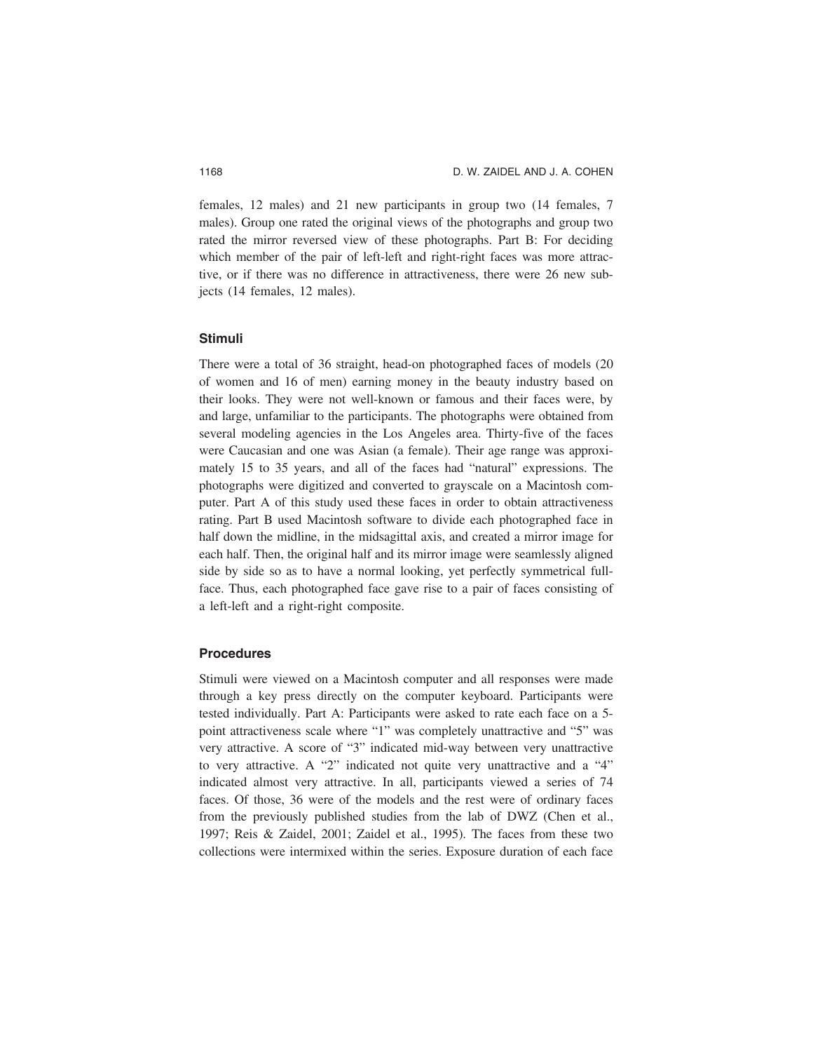females, 12 males) and 21 new participants in group two (14 females, 7 males). Group one rated the original views of the photographs and group two rated the mirror reversed view of these photographs. Part B: For deciding which member of the pair of left-left and right-right faces was more attractive, or if there was no difference in attractiveness, there were 26 new subjects (14 females, 12 males).

### Stimuli

There were a total of 36 straight, head-on photographed faces of models (20 of women and 16 of men) earning money in the beauty industry based on their looks. They were not well-known or famous and their faces were, by and large, unfamiliar to the participants. The photographs were obtained from several modeling agencies in the Los Angeles area. Thirty-five of the faces were Caucasian and one was Asian (a female). Their age range was approximately 15 to 35 years, and all of the faces had "natural" expressions. The photographs were digitized and converted to grayscale on a Macintosh computer. Part A of this study used these faces in order to obtain attractiveness rating. Part B used Macintosh software to divide each photographed face in half down the midline, in the midsagittal axis, and created a mirror image for each half. Then, the original half and its mirror image were seamlessly aligned side by side so as to have a normal looking, yet perfectly symmetrical full-face. Thus, each photographed face gave rise to a pair of faces consisting of a left-left and a right-right composite.

### Procedures

Stimuli were viewed on a Macintosh computer and all responses were made through a key press directly on the computer keyboard. Participants were tested individually. Part A: Participants were asked to rate each face on a 5-point attractiveness scale where "1" was completely unattractive and "5" was very attractive. A score of "3" indicated mid-way between very unattractive to very attractive. A "2" indicated not quite very unattractive and a "4" indicated almost very attractive. In all, participants viewed a series of 74 faces. Of those, 36 were of the models and the rest were of ordinary faces from the previously published studies from the lab of DWZ (Chen et al., 1997; Reis & Zaidel, 2001; Zaidel et al., 1995). The faces from these two collections were intermixed within the series. Exposure duration of each face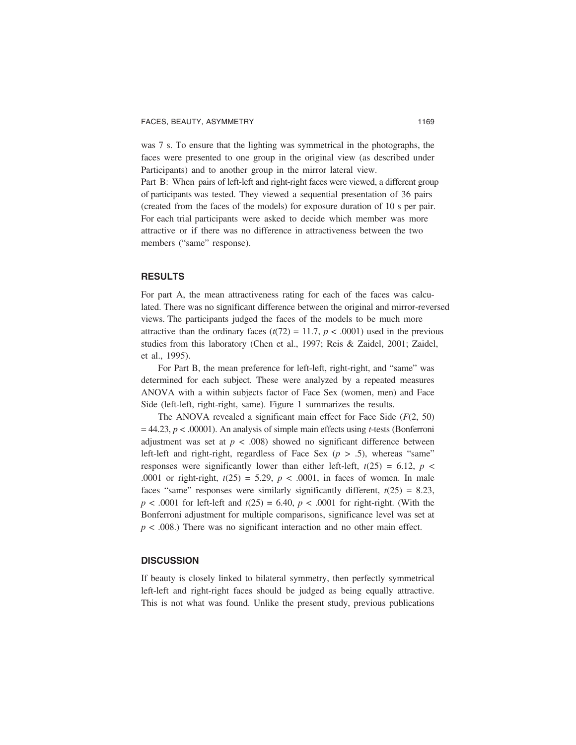was 7 s. To ensure that the lighting was symmetrical in the photographs, the faces were presented to one group in the original view (as described under Participants) and to another group in the mirror lateral view.

Part B: When pairs of left-left and right-right faces were viewed, a different group of participants was tested. They viewed a sequential presentation of 36 pairs (created from the faces of the models) for exposure duration of 10 s per pair. For each trial participants were asked to decide which member was more attractive or if there was no difference in attractiveness between the two members ("same" response).

## RESULTS

For part A, the mean attractiveness rating for each of the faces was calculated. There was no significant difference between the original and mirror-reversed views. The participants judged the faces of the models to be much more attractive than the ordinary faces ($t(72) = 11.7$, $p < .0001$) used in the previous studies from this laboratory (Chen et al., 1997; Reis & Zaidel, 2001; Zaidel, et al., 1995).

For Part B, the mean preference for left-left, right-right, and "same" was determined for each subject. These were analyzed by a repeated measures ANOVA with a within subjects factor of Face Sex (women, men) and Face Side (left-left, right-right, same). Figure 1 summarizes the results.

The ANOVA revealed a significant main effect for Face Side ($F(2, 50) = 44.23$, $p < .00001$). An analysis of simple main effects using *t*-tests (Bonferroni adjustment was set at $p < .008$) showed no significant difference between left-left and right-right, regardless of Face Sex ($p > .5$), whereas "same" responses were significantly lower than either left-left, $t(25) = 6.12$, $p < .0001$ or right-right, $t(25) = 5.29$, $p < .0001$, in faces of women. In male faces "same" responses were similarly significantly different, $t(25) = 8.23$, $p < .0001$ for left-left and $t(25) = 6.40$, $p < .0001$ for right-right. (With the Bonferroni adjustment for multiple comparisons, significance level was set at $p < .008$.) There was no significant interaction and no other main effect.

## DISCUSSION

If beauty is closely linked to bilateral symmetry, then perfectly symmetrical left-left and right-right faces should be judged as being equally attractive. This is not what was found. Unlike the present study, previous publications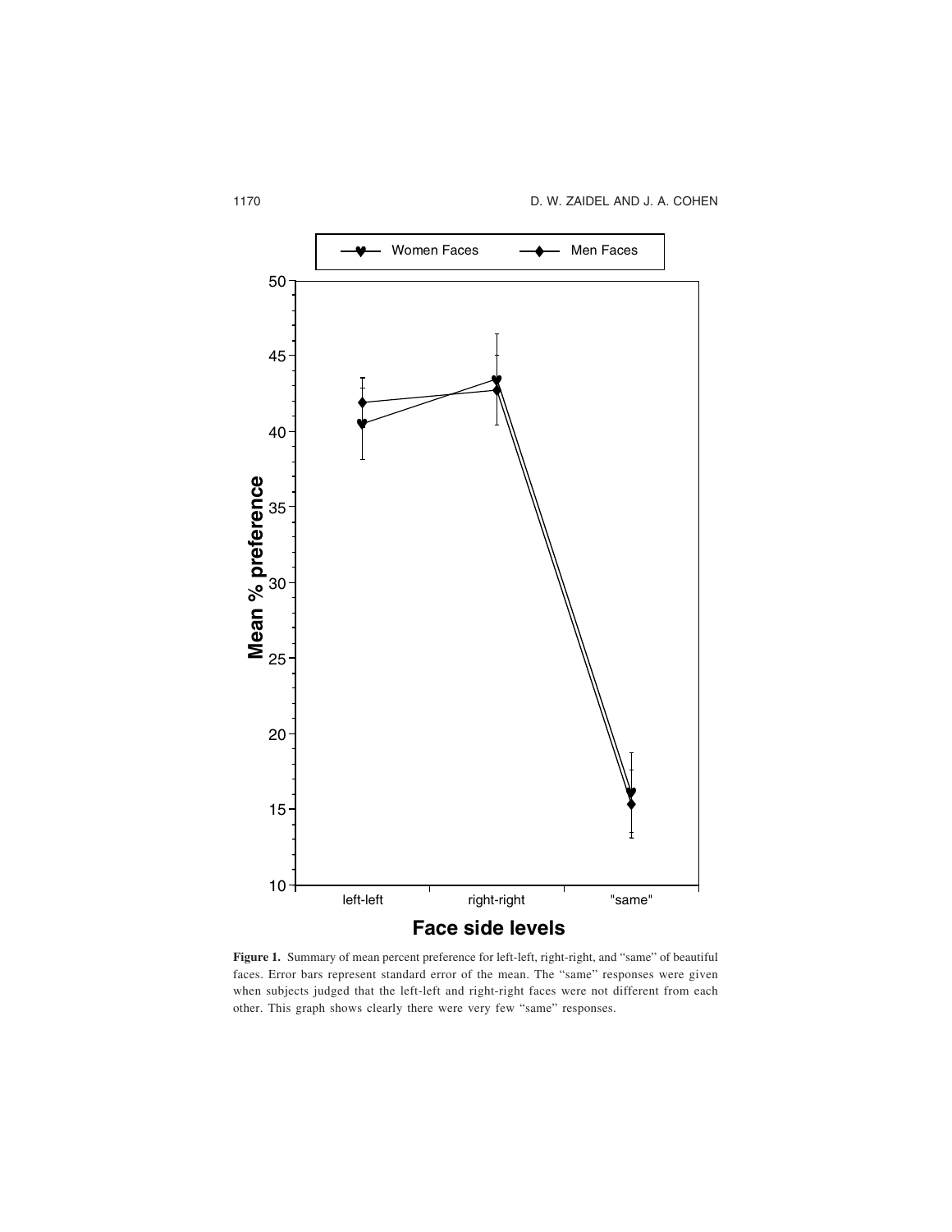**Figure 1.** Summary of mean percent preference for left-left, right-right, and "same" of beautiful faces. Error bars represent standard error of the mean. The "same" responses were given when subjects judged that the left-left and right-right faces were not different from each other. This graph shows clearly there were very few "same" responses.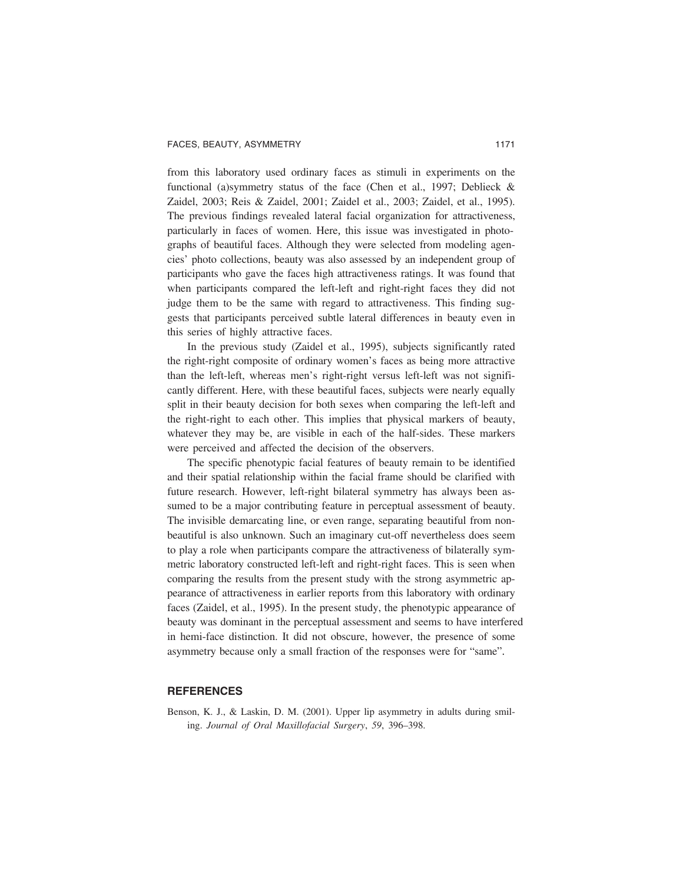from this laboratory used ordinary faces as stimuli in experiments on the functional (a)symmetry status of the face (Chen et al., 1997; Deblieck & Zaidel, 2003; Reis & Zaidel, 2001; Zaidel et al., 2003; Zaidel, et al., 1995). The previous findings revealed lateral facial organization for attractiveness, particularly in faces of women. Here, this issue was investigated in photographs of beautiful faces. Although they were selected from modeling agencies' photo collections, beauty was also assessed by an independent group of participants who gave the faces high attractiveness ratings. It was found that when participants compared the left-left and right-right faces they did not judge them to be the same with regard to attractiveness. This finding suggests that participants perceived subtle lateral differences in beauty even in this series of highly attractive faces.

In the previous study (Zaidel et al., 1995), subjects significantly rated the right-right composite of ordinary women's faces as being more attractive than the left-left, whereas men's right-right versus left-left was not significantly different. Here, with these beautiful faces, subjects were nearly equally split in their beauty decision for both sexes when comparing the left-left and the right-right to each other. This implies that physical markers of beauty, whatever they may be, are visible in each of the half-sides. These markers were perceived and affected the decision of the observers.

The specific phenotypic facial features of beauty remain to be identified and their spatial relationship within the facial frame should be clarified with future research. However, left-right bilateral symmetry has always been assumed to be a major contributing feature in perceptual assessment of beauty. The invisible demarcating line, or even range, separating beautiful from non-beautiful is also unknown. Such an imaginary cut-off nevertheless does seem to play a role when participants compare the attractiveness of bilaterally symmetric laboratory constructed left-left and right-right faces. This is seen when comparing the results from the present study with the strong asymmetric appearance of attractiveness in earlier reports from this laboratory with ordinary faces (Zaidel, et al., 1995). In the present study, the phenotypic appearance of beauty was dominant in the perceptual assessment and seems to have interfered in hemi-face distinction. It did not obscure, however, the presence of some asymmetry because only a small fraction of the responses were for "same".

## REFERENCES

Benson, K. J., & Laskin, D. M. (2001). Upper lip asymmetry in adults during smiling. *Journal of Oral Maxillofacial Surgery*, *59*, 396–398.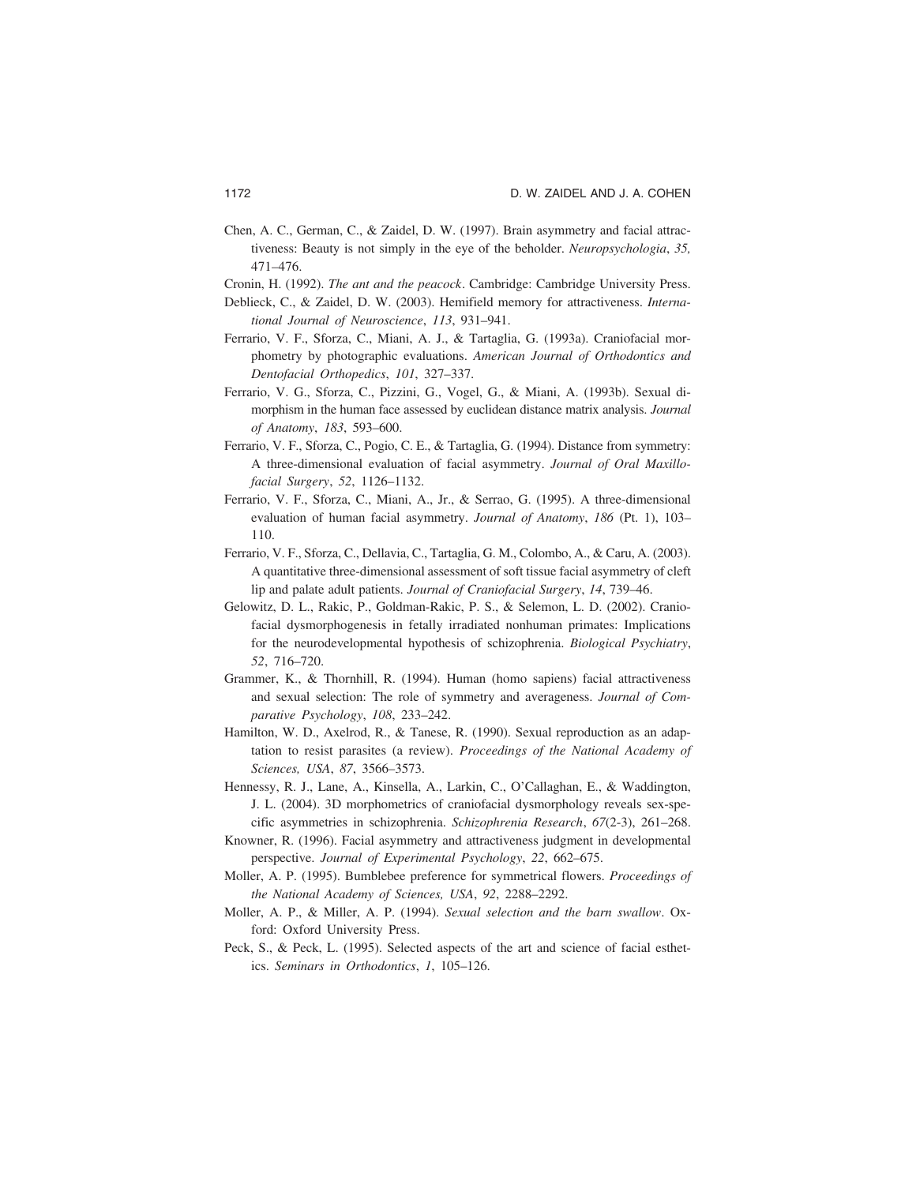Chen, A. C., German, C., & Zaidel, D. W. (1997). Brain asymmetry and facial attractiveness: Beauty is not simply in the eye of the beholder. *Neuropsychologia*, *35,* 471–476.

Cronin, H. (1992). *The ant and the peacock*. Cambridge: Cambridge University Press.

Deblieck, C., & Zaidel, D. W. (2003). Hemifield memory for attractiveness. *International Journal of Neuroscience*, *113*, 931–941.

Ferrario, V. F., Sforza, C., Miani, A. J., & Tartaglia, G. (1993a). Craniofacial morphometry by photographic evaluations. *American Journal of Orthodontics and Dentofacial Orthopedics*, *101*, 327–337.

Ferrario, V. G., Sforza, C., Pizzini, G., Vogel, G., & Miani, A. (1993b). Sexual dimorphism in the human face assessed by euclidean distance matrix analysis. *Journal of Anatomy*, *183*, 593–600.

Ferrario, V. F., Sforza, C., Pogio, C. E., & Tartaglia, G. (1994). Distance from symmetry: A three-dimensional evaluation of facial asymmetry. *Journal of Oral Maxillofacial Surgery*, *52*, 1126–1132.

Ferrario, V. F., Sforza, C., Miani, A., Jr., & Serrao, G. (1995). A three-dimensional evaluation of human facial asymmetry. *Journal of Anatomy*, *186* (Pt. 1), 103–110.

Ferrario, V. F., Sforza, C., Dellavia, C., Tartaglia, G. M., Colombo, A., & Caru, A. (2003). A quantitative three-dimensional assessment of soft tissue facial asymmetry of cleft lip and palate adult patients. *Journal of Craniofacial Surgery*, *14*, 739–46.

Gelowitz, D. L., Rakic, P., Goldman-Rakic, P. S., & Selemon, L. D. (2002). Craniofacial dysmorphogenesis in fetally irradiated nonhuman primates: Implications for the neurodevelopmental hypothesis of schizophrenia. *Biological Psychiatry*, *52*, 716–720.

Grammer, K., & Thornhill, R. (1994). Human (homo sapiens) facial attractiveness and sexual selection: The role of symmetry and averageness. *Journal of Comparative Psychology*, *108*, 233–242.

Hamilton, W. D., Axelrod, R., & Tanese, R. (1990). Sexual reproduction as an adaptation to resist parasites (a review). *Proceedings of the National Academy of Sciences, USA*, *87*, 3566–3573.

Hennessy, R. J., Lane, A., Kinsella, A., Larkin, C., O'Callaghan, E., & Waddington, J. L. (2004). 3D morphometrics of craniofacial dysmorphology reveals sex-specific asymmetries in schizophrenia. *Schizophrenia Research*, *67*(2-3), 261–268.

Knowner, R. (1996). Facial asymmetry and attractiveness judgment in developmental perspective. *Journal of Experimental Psychology*, *22*, 662–675.

Moller, A. P. (1995). Bumblebee preference for symmetrical flowers. *Proceedings of the National Academy of Sciences, USA*, *92*, 2288–2292.

Moller, A. P., & Miller, A. P. (1994). *Sexual selection and the barn swallow*. Oxford: Oxford University Press.

Peck, S., & Peck, L. (1995). Selected aspects of the art and science of facial esthetics. *Seminars in Orthodontics*, *1*, 105–126.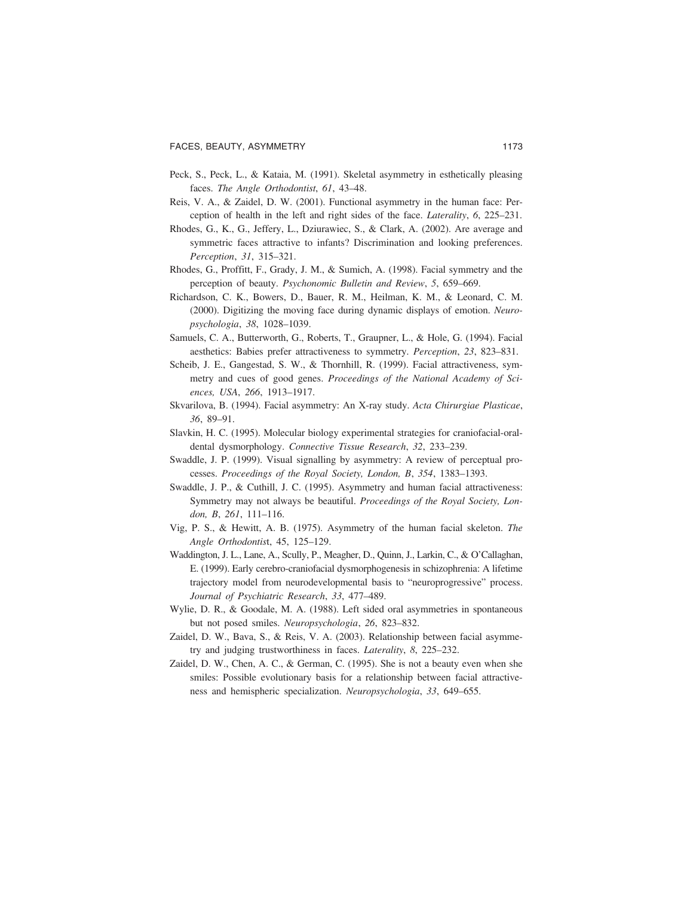Peck, S., Peck, L., & Kataia, M. (1991). Skeletal asymmetry in esthetically pleasing faces. *The Angle Orthodontist*, *61*, 43–48.

Reis, V. A., & Zaidel, D. W. (2001). Functional asymmetry in the human face: Perception of health in the left and right sides of the face. *Laterality*, *6*, 225–231.

Rhodes, G., K., G., Jeffery, L., Dziurawiec, S., & Clark, A. (2002). Are average and symmetric faces attractive to infants? Discrimination and looking preferences. *Perception*, *31*, 315–321.

Rhodes, G., Proffitt, F., Grady, J. M., & Sumich, A. (1998). Facial symmetry and the perception of beauty. *Psychonomic Bulletin and Review*, *5*, 659–669.

Richardson, C. K., Bowers, D., Bauer, R. M., Heilman, K. M., & Leonard, C. M. (2000). Digitizing the moving face during dynamic displays of emotion. *Neuropsychologia*, *38*, 1028–1039.

Samuels, C. A., Butterworth, G., Roberts, T., Graupner, L., & Hole, G. (1994). Facial aesthetics: Babies prefer attractiveness to symmetry. *Perception*, *23*, 823–831.

Scheib, J. E., Gangestad, S. W., & Thornhill, R. (1999). Facial attractiveness, symmetry and cues of good genes. *Proceedings of the National Academy of Sciences, USA*, *266*, 1913–1917.

Skvarilova, B. (1994). Facial asymmetry: An X-ray study. *Acta Chirurgiae Plasticae*, *36*, 89–91.

Slavkin, H. C. (1995). Molecular biology experimental strategies for craniofacial-oral-dental dysmorphology. *Connective Tissue Research*, *32*, 233–239.

Swaddle, J. P. (1999). Visual signalling by asymmetry: A review of perceptual processes. *Proceedings of the Royal Society, London, B*, *354*, 1383–1393.

Swaddle, J. P., & Cuthill, J. C. (1995). Asymmetry and human facial attractiveness: Symmetry may not always be beautiful. *Proceedings of the Royal Society, London, B*, *261*, 111–116.

Vig, P. S., & Hewitt, A. B. (1975). Asymmetry of the human facial skeleton. *The Angle Orthodontis*t, 45, 125–129.

Waddington, J. L., Lane, A., Scully, P., Meagher, D., Quinn, J., Larkin, C., & O'Callaghan, E. (1999). Early cerebro-craniofacial dysmorphogenesis in schizophrenia: A lifetime trajectory model from neurodevelopmental basis to "neuroprogressive" process. *Journal of Psychiatric Research*, *33*, 477–489.

Wylie, D. R., & Goodale, M. A. (1988). Left sided oral asymmetries in spontaneous but not posed smiles. *Neuropsychologia*, *26*, 823–832.

Zaidel, D. W., Bava, S., & Reis, V. A. (2003). Relationship between facial asymmetry and judging trustworthiness in faces. *Laterality*, *8*, 225–232.

Zaidel, D. W., Chen, A. C., & German, C. (1995). She is not a beauty even when she smiles: Possible evolutionary basis for a relationship between facial attractiveness and hemispheric specialization. *Neuropsychologia*, *33*, 649–655.